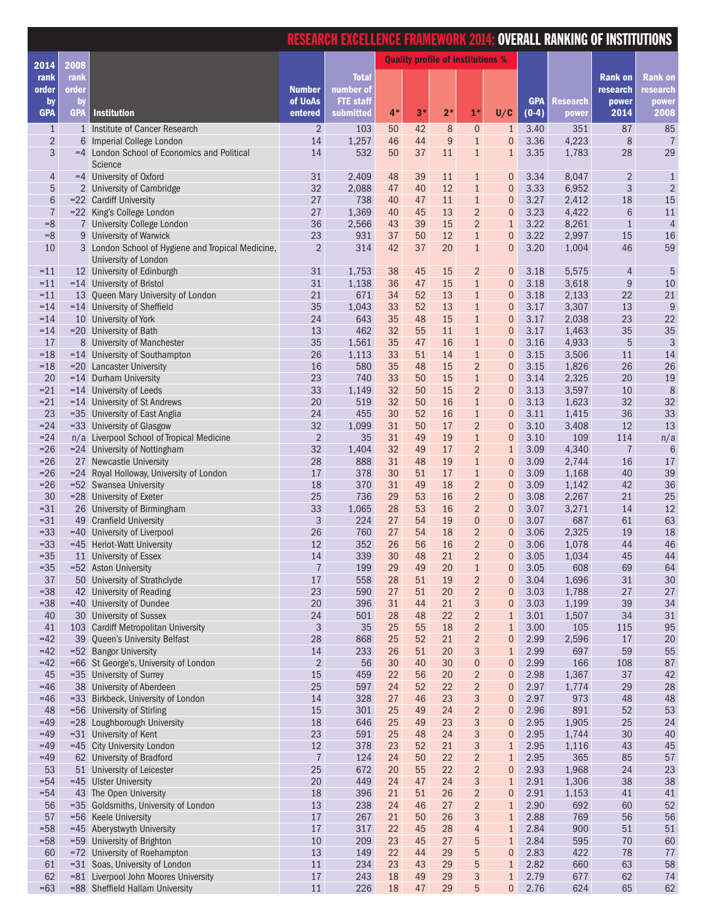# RESEARCH EXCELLENCE FRAMEWORK 2014: OVERALL RANKING OF INSTITUTIONS

| 2014 rank order by GPA | 2008 rank order by GPA | Institution | Number of UoAs entered | Total number of FTE staff submitted | Quality profile of institutions % | | | | | GPA (0-4) | Research power | Rank on research power 2014 | Rank on research power 2008 |
|---|---|---|---|---|---|---|---|---|---|---|---|---|---|
| | | | | | 4* | 3* | 2* | 1* | U/C | | | | |
| 1 | 1 | Institute of Cancer Research | 2 | 103 | 50 | 42 | 8 | 0 | 1 | 3.40 | 351 | 87 | 85 |
| 2 | 6 | Imperial College London | 14 | 1,257 | 46 | 44 | 9 | 1 | 0 | 3.36 | 4,223 | 8 | 7 |
| 3 | =4 | London School of Economics and Political Science | 14 | 532 | 50 | 37 | 11 | 1 | 1 | 3.35 | 1,783 | 28 | 29 |
| 4 | =4 | University of Oxford | 31 | 2,409 | 48 | 39 | 11 | 1 | 0 | 3.34 | 8,047 | 2 | 1 |
| 5 | 2 | University of Cambridge | 32 | 2,088 | 47 | 40 | 12 | 1 | 0 | 3.33 | 6,952 | 3 | 2 |
| 6 | =22 | Cardiff University | 27 | 738 | 40 | 47 | 11 | 1 | 0 | 3.27 | 2,412 | 18 | 15 |
| 7 | =22 | King's College London | 27 | 1,369 | 40 | 45 | 13 | 2 | 0 | 3.23 | 4,422 | 6 | 11 |
| =8 | 7 | University College London | 36 | 2,566 | 43 | 39 | 15 | 2 | 1 | 3.22 | 8,261 | 1 | 4 |
| =8 | 9 | University of Warwick | 23 | 931 | 37 | 50 | 12 | 1 | 0 | 3.22 | 2,997 | 15 | 16 |
| 10 | 3 | London School of Hygiene and Tropical Medicine, University of London | 2 | 314 | 42 | 37 | 20 | 1 | 0 | 3.20 | 1,004 | 46 | 59 |
| =11 | 12 | University of Edinburgh | 31 | 1,753 | 38 | 45 | 15 | 2 | 0 | 3.18 | 5,575 | 4 | 5 |
| =11 | =14 | University of Bristol | 31 | 1,138 | 36 | 47 | 15 | 1 | 0 | 3.18 | 3,618 | 9 | 10 |
| =11 | 13 | Queen Mary University of London | 21 | 671 | 34 | 52 | 13 | 1 | 0 | 3.18 | 2,133 | 22 | 21 |
| =14 | =14 | University of Sheffield | 35 | 1,043 | 33 | 52 | 13 | 1 | 0 | 3.17 | 3,307 | 13 | 9 |
| =14 | 10 | University of York | 24 | 643 | 35 | 48 | 15 | 1 | 0 | 3.17 | 2,038 | 23 | 22 |
| =14 | =20 | University of Bath | 13 | 462 | 32 | 55 | 11 | 1 | 0 | 3.17 | 1,463 | 35 | 35 |
| 17 | 8 | University of Manchester | 35 | 1,561 | 35 | 47 | 16 | 1 | 0 | 3.16 | 4,933 | 5 | 3 |
| =18 | =14 | University of Southampton | 26 | 1,113 | 33 | 51 | 14 | 1 | 0 | 3.15 | 3,506 | 11 | 14 |
| =18 | =20 | Lancaster University | 16 | 580 | 35 | 48 | 15 | 2 | 0 | 3.15 | 1,826 | 26 | 26 |
| 20 | =14 | Durham University | 23 | 740 | 33 | 50 | 15 | 1 | 0 | 3.14 | 2,325 | 20 | 19 |
| =21 | =14 | University of Leeds | 33 | 1,149 | 32 | 50 | 15 | 2 | 0 | 3.13 | 3,597 | 10 | 8 |
| =21 | =14 | University of St Andrews | 20 | 519 | 32 | 50 | 16 | 1 | 0 | 3.13 | 1,623 | 32 | 32 |
| 23 | =35 | University of East Anglia | 24 | 455 | 30 | 52 | 16 | 1 | 0 | 3.11 | 1,415 | 36 | 33 |
| =24 | =33 | University of Glasgow | 32 | 1,099 | 31 | 50 | 17 | 2 | 0 | 3.10 | 3,408 | 12 | 13 |
| =24 | n/a | Liverpool School of Tropical Medicine | 2 | 35 | 31 | 49 | 19 | 1 | 0 | 3.10 | 109 | 114 | n/a |
| =26 | =24 | University of Nottingham | 32 | 1,404 | 32 | 49 | 17 | 2 | 1 | 3.09 | 4,340 | 7 | 6 |
| =26 | 27 | Newcastle University | 28 | 888 | 31 | 48 | 19 | 1 | 0 | 3.09 | 2,744 | 16 | 17 |
| =26 | =24 | Royal Holloway, University of London | 17 | 378 | 30 | 51 | 17 | 1 | 0 | 3.09 | 1,168 | 40 | 39 |
| =26 | =52 | Swansea University | 18 | 370 | 31 | 49 | 18 | 2 | 0 | 3.09 | 1,142 | 42 | 36 |
| 30 | =28 | University of Exeter | 25 | 736 | 29 | 53 | 16 | 2 | 0 | 3.08 | 2,267 | 21 | 25 |
| =31 | 26 | University of Birmingham | 33 | 1,065 | 28 | 53 | 16 | 2 | 0 | 3.07 | 3,271 | 14 | 12 |
| =31 | 49 | Cranfield University | 3 | 224 | 27 | 54 | 19 | 0 | 0 | 3.07 | 687 | 61 | 63 |
| =33 | =40 | University of Liverpool | 26 | 760 | 27 | 54 | 18 | 2 | 0 | 3.06 | 2,325 | 19 | 18 |
| =33 | =45 | Heriot-Watt University | 12 | 352 | 26 | 56 | 16 | 2 | 0 | 3.06 | 1,078 | 44 | 46 |
| =35 | 11 | University of Essex | 14 | 339 | 30 | 48 | 21 | 2 | 0 | 3.05 | 1,034 | 45 | 44 |
| =35 | =52 | Aston University | 7 | 199 | 29 | 49 | 20 | 1 | 0 | 3.05 | 608 | 69 | 64 |
| 37 | 50 | University of Strathclyde | 17 | 558 | 28 | 51 | 19 | 2 | 0 | 3.04 | 1,696 | 31 | 30 |
| =38 | 42 | University of Reading | 23 | 590 | 27 | 51 | 20 | 2 | 0 | 3.03 | 1,788 | 27 | 27 |
| =38 | =40 | University of Dundee | 20 | 396 | 31 | 44 | 21 | 3 | 0 | 3.03 | 1,199 | 39 | 34 |
| 40 | 30 | University of Sussex | 24 | 501 | 28 | 48 | 22 | 2 | 1 | 3.01 | 1,507 | 34 | 31 |
| 41 | 103 | Cardiff Metropolitan University | 3 | 35 | 25 | 55 | 18 | 2 | 1 | 3.00 | 105 | 115 | 95 |
| =42 | 39 | Queen's University Belfast | 28 | 868 | 25 | 52 | 21 | 2 | 0 | 2.99 | 2,596 | 17 | 20 |
| =42 | =52 | Bangor University | 14 | 233 | 26 | 51 | 20 | 3 | 1 | 2.99 | 697 | 59 | 55 |
| =42 | =66 | St George's, University of London | 2 | 56 | 30 | 40 | 30 | 0 | 0 | 2.99 | 166 | 108 | 87 |
| 45 | =35 | University of Surrey | 15 | 459 | 22 | 56 | 20 | 2 | 0 | 2.98 | 1,367 | 37 | 42 |
| =46 | 38 | University of Aberdeen | 25 | 597 | 24 | 52 | 22 | 2 | 0 | 2.97 | 1,774 | 29 | 28 |
| =46 | =33 | Birkbeck, University of London | 14 | 328 | 27 | 46 | 23 | 3 | 0 | 2.97 | 973 | 48 | 48 |
| 48 | =56 | University of Stirling | 15 | 301 | 25 | 49 | 24 | 2 | 0 | 2.96 | 891 | 52 | 53 |
| =49 | =28 | Loughborough University | 18 | 646 | 25 | 49 | 23 | 3 | 0 | 2.95 | 1,905 | 25 | 24 |
| =49 | =31 | University of Kent | 23 | 591 | 25 | 48 | 24 | 3 | 0 | 2.95 | 1,744 | 30 | 40 |
| =49 | =45 | City University London | 12 | 378 | 23 | 52 | 21 | 3 | 1 | 2.95 | 1,116 | 43 | 45 |
| =49 | 62 | University of Bradford | 7 | 124 | 24 | 50 | 22 | 2 | 1 | 2.95 | 365 | 85 | 57 |
| 53 | 51 | University of Leicester | 25 | 672 | 20 | 55 | 22 | 2 | 0 | 2.93 | 1,968 | 24 | 23 |
| =54 | =45 | Ulster University | 20 | 449 | 24 | 47 | 24 | 3 | 1 | 2.91 | 1,306 | 38 | 38 |
| =54 | 43 | The Open University | 18 | 396 | 21 | 51 | 26 | 2 | 0 | 2.91 | 1,153 | 41 | 41 |
| 56 | =35 | Goldsmiths, University of London | 13 | 238 | 24 | 46 | 27 | 2 | 1 | 2.90 | 692 | 60 | 52 |
| 57 | =56 | Keele University | 17 | 267 | 21 | 50 | 26 | 3 | 1 | 2.88 | 769 | 56 | 56 |
| =58 | =45 | Aberystwyth University | 17 | 317 | 22 | 45 | 28 | 4 | 1 | 2.84 | 900 | 51 | 51 |
| =58 | =59 | University of Brighton | 10 | 209 | 23 | 45 | 27 | 5 | 1 | 2.84 | 595 | 70 | 60 |
| 60 | =72 | University of Roehampton | 13 | 149 | 22 | 44 | 29 | 5 | 0 | 2.83 | 422 | 78 | 77 |
| 61 | =31 | Soas, University of London | 11 | 234 | 23 | 43 | 29 | 5 | 1 | 2.82 | 660 | 63 | 58 |
| 62 | =81 | Liverpool John Moores University | 17 | 243 | 18 | 49 | 29 | 3 | 1 | 2.79 | 677 | 62 | 74 |
| =63 | =88 | Sheffield Hallam University | 11 | 226 | 18 | 47 | 29 | 5 | 0 | 2.76 | 624 | 65 | 62 |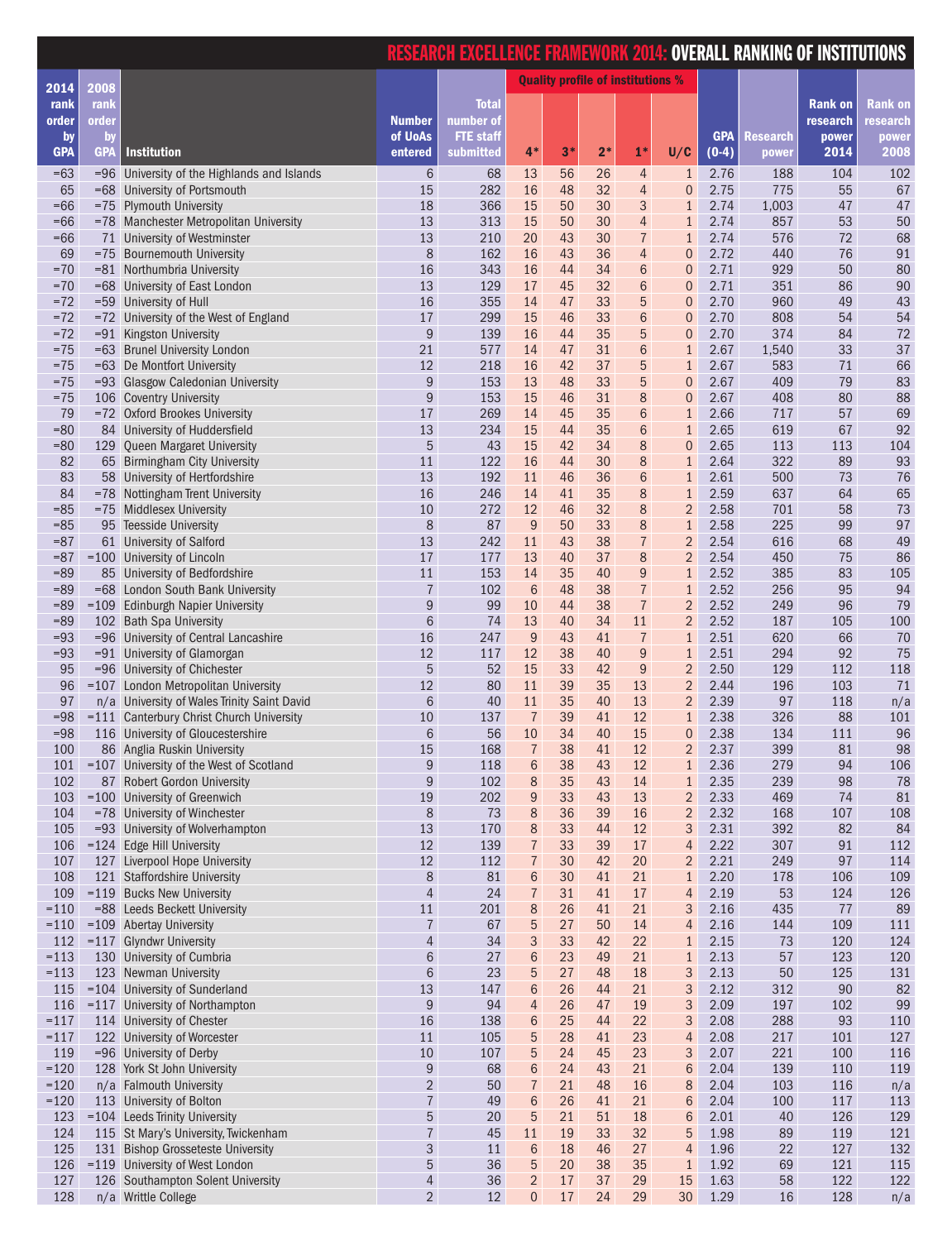# RESEARCH EXCELLENCE FRAMEWORK 2014: OVERALL RANKING OF INSTITUTIONS

| 2014 rank order by GPA | 2008 rank order by GPA | Institution | Number of UoAs entered | Total number of FTE staff submitted | Quality profile of institutions % | | | | | GPA (0-4) | Research power | Rank on research power 2014 | Rank on research power 2008 |
|---|---|---|---|---|---|---|---|---|---|---|---|---|---|
| | | | | | 4* | 3* | 2* | 1* | U/C | | | | |
| =63 | =96 | University of the Highlands and Islands | 6 | 68 | 13 | 56 | 26 | 4 | 1 | 2.76 | 188 | 104 | 102 |
| 65 | =68 | University of Portsmouth | 15 | 282 | 16 | 48 | 32 | 4 | 0 | 2.75 | 775 | 55 | 67 |
| =66 | =75 | Plymouth University | 18 | 366 | 15 | 50 | 30 | 3 | 1 | 2.74 | 1,003 | 47 | 47 |
| =66 | =78 | Manchester Metropolitan University | 13 | 313 | 15 | 50 | 30 | 4 | 1 | 2.74 | 857 | 53 | 50 |
| =66 | 71 | University of Westminster | 13 | 210 | 20 | 43 | 30 | 7 | 1 | 2.74 | 576 | 72 | 68 |
| 69 | =75 | Bournemouth University | 8 | 162 | 16 | 43 | 36 | 4 | 0 | 2.72 | 440 | 76 | 91 |
| =70 | =81 | Northumbria University | 16 | 343 | 16 | 44 | 34 | 6 | 0 | 2.71 | 929 | 50 | 80 |
| =70 | =68 | University of East London | 13 | 129 | 17 | 45 | 32 | 6 | 0 | 2.71 | 351 | 86 | 90 |
| =72 | =59 | University of Hull | 16 | 355 | 14 | 47 | 33 | 5 | 0 | 2.70 | 960 | 49 | 43 |
| =72 | =72 | University of the West of England | 17 | 299 | 15 | 46 | 33 | 6 | 0 | 2.70 | 808 | 54 | 54 |
| =72 | =91 | Kingston University | 9 | 139 | 16 | 44 | 35 | 5 | 0 | 2.70 | 374 | 84 | 72 |
| =75 | =63 | Brunel University London | 21 | 577 | 14 | 47 | 31 | 6 | 1 | 2.67 | 1,540 | 33 | 37 |
| =75 | =63 | De Montfort University | 12 | 218 | 16 | 42 | 37 | 5 | 1 | 2.67 | 583 | 71 | 66 |
| =75 | =93 | Glasgow Caledonian University | 9 | 153 | 13 | 48 | 33 | 5 | 0 | 2.67 | 409 | 79 | 83 |
| =75 | 106 | Coventry University | 9 | 153 | 15 | 46 | 31 | 8 | 0 | 2.67 | 408 | 80 | 88 |
| 79 | =72 | Oxford Brookes University | 17 | 269 | 14 | 45 | 35 | 6 | 1 | 2.66 | 717 | 57 | 69 |
| =80 | 84 | University of Huddersfield | 13 | 234 | 15 | 44 | 35 | 6 | 1 | 2.65 | 619 | 67 | 92 |
| =80 | 129 | Queen Margaret University | 5 | 43 | 15 | 42 | 34 | 8 | 0 | 2.65 | 113 | 113 | 104 |
| 82 | 65 | Birmingham City University | 11 | 122 | 16 | 44 | 30 | 8 | 1 | 2.64 | 322 | 89 | 93 |
| 83 | 58 | University of Hertfordshire | 13 | 192 | 11 | 46 | 36 | 6 | 1 | 2.61 | 500 | 73 | 76 |
| 84 | =78 | Nottingham Trent University | 16 | 246 | 14 | 41 | 35 | 8 | 1 | 2.59 | 637 | 64 | 65 |
| =85 | =75 | Middlesex University | 10 | 272 | 12 | 46 | 32 | 8 | 2 | 2.58 | 701 | 58 | 73 |
| =85 | 95 | Teesside University | 8 | 87 | 9 | 50 | 33 | 8 | 1 | 2.58 | 225 | 99 | 97 |
| =87 | 61 | University of Salford | 13 | 242 | 11 | 43 | 38 | 7 | 2 | 2.54 | 616 | 68 | 49 |
| =87 | =100 | University of Lincoln | 17 | 177 | 13 | 40 | 37 | 8 | 2 | 2.54 | 450 | 75 | 86 |
| =89 | 85 | University of Bedfordshire | 11 | 153 | 14 | 35 | 40 | 9 | 1 | 2.52 | 385 | 83 | 105 |
| =89 | =68 | London South Bank University | 7 | 102 | 6 | 48 | 38 | 7 | 1 | 2.52 | 256 | 95 | 94 |
| =89 | =109 | Edinburgh Napier University | 9 | 99 | 10 | 44 | 38 | 7 | 2 | 2.52 | 249 | 96 | 79 |
| =89 | 102 | Bath Spa University | 6 | 74 | 13 | 40 | 34 | 11 | 2 | 2.52 | 187 | 105 | 100 |
| =93 | =96 | University of Central Lancashire | 16 | 247 | 9 | 43 | 41 | 7 | 1 | 2.51 | 620 | 66 | 70 |
| =93 | =91 | University of Glamorgan | 12 | 117 | 12 | 38 | 40 | 9 | 1 | 2.51 | 294 | 92 | 75 |
| 95 | =96 | University of Chichester | 5 | 52 | 15 | 33 | 42 | 9 | 2 | 2.50 | 129 | 112 | 118 |
| 96 | =107 | London Metropolitan University | 12 | 80 | 11 | 39 | 35 | 13 | 2 | 2.44 | 196 | 103 | 71 |
| 97 | n/a | University of Wales Trinity Saint David | 6 | 40 | 11 | 35 | 40 | 13 | 2 | 2.39 | 97 | 118 | n/a |
| =98 | =111 | Canterbury Christ Church University | 10 | 137 | 7 | 39 | 41 | 12 | 1 | 2.38 | 326 | 88 | 101 |
| =98 | 116 | University of Gloucestershire | 6 | 56 | 10 | 34 | 40 | 15 | 0 | 2.38 | 134 | 111 | 96 |
| 100 | 86 | Anglia Ruskin University | 15 | 168 | 7 | 38 | 41 | 12 | 2 | 2.37 | 399 | 81 | 98 |
| 101 | =107 | University of the West of Scotland | 9 | 118 | 6 | 38 | 43 | 12 | 1 | 2.36 | 279 | 94 | 106 |
| 102 | 87 | Robert Gordon University | 9 | 102 | 8 | 35 | 43 | 14 | 1 | 2.35 | 239 | 98 | 78 |
| 103 | =100 | University of Greenwich | 19 | 202 | 9 | 33 | 43 | 13 | 2 | 2.33 | 469 | 74 | 81 |
| 104 | =78 | University of Winchester | 8 | 73 | 8 | 36 | 39 | 16 | 2 | 2.32 | 168 | 107 | 108 |
| 105 | =93 | University of Wolverhampton | 13 | 170 | 8 | 33 | 44 | 12 | 3 | 2.31 | 392 | 82 | 84 |
| 106 | =124 | Edge Hill University | 12 | 139 | 7 | 33 | 39 | 17 | 4 | 2.22 | 307 | 91 | 112 |
| 107 | 127 | Liverpool Hope University | 12 | 112 | 7 | 30 | 42 | 20 | 2 | 2.21 | 249 | 97 | 114 |
| 108 | 121 | Staffordshire University | 8 | 81 | 6 | 30 | 41 | 21 | 1 | 2.20 | 178 | 106 | 109 |
| 109 | =119 | Bucks New University | 4 | 24 | 7 | 31 | 41 | 17 | 4 | 2.19 | 53 | 124 | 126 |
| =110 | =88 | Leeds Beckett University | 11 | 201 | 8 | 26 | 41 | 21 | 3 | 2.16 | 435 | 77 | 89 |
| =110 | =109 | Abertay University | 7 | 67 | 5 | 27 | 50 | 14 | 4 | 2.16 | 144 | 109 | 111 |
| 112 | =117 | Glyndwr University | 4 | 34 | 3 | 33 | 42 | 22 | 1 | 2.15 | 73 | 120 | 124 |
| =113 | 130 | University of Cumbria | 6 | 27 | 6 | 23 | 49 | 21 | 1 | 2.13 | 57 | 123 | 120 |
| =113 | 123 | Newman University | 6 | 23 | 5 | 27 | 48 | 18 | 3 | 2.13 | 50 | 125 | 131 |
| 115 | =104 | University of Sunderland | 13 | 147 | 6 | 26 | 44 | 21 | 3 | 2.12 | 312 | 90 | 82 |
| 116 | =117 | University of Northampton | 9 | 94 | 4 | 26 | 47 | 19 | 3 | 2.09 | 197 | 102 | 99 |
| =117 | 114 | University of Chester | 16 | 138 | 6 | 25 | 44 | 22 | 3 | 2.08 | 288 | 93 | 110 |
| =117 | 122 | University of Worcester | 11 | 105 | 5 | 28 | 41 | 23 | 4 | 2.08 | 217 | 101 | 127 |
| 119 | =96 | University of Derby | 10 | 107 | 5 | 24 | 45 | 23 | 3 | 2.07 | 221 | 100 | 116 |
| =120 | 128 | York St John University | 9 | 68 | 6 | 24 | 43 | 21 | 6 | 2.04 | 139 | 110 | 119 |
| =120 | n/a | Falmouth University | 2 | 50 | 7 | 21 | 48 | 16 | 8 | 2.04 | 103 | 116 | n/a |
| =120 | 113 | University of Bolton | 7 | 49 | 6 | 26 | 41 | 21 | 6 | 2.04 | 100 | 117 | 113 |
| 123 | =104 | Leeds Trinity University | 5 | 20 | 5 | 21 | 51 | 18 | 6 | 2.01 | 40 | 126 | 129 |
| 124 | 115 | St Mary's University, Twickenham | 7 | 45 | 11 | 19 | 33 | 32 | 5 | 1.98 | 89 | 119 | 121 |
| 125 | 131 | Bishop Grosseteste University | 3 | 11 | 6 | 18 | 46 | 27 | 4 | 1.96 | 22 | 127 | 132 |
| 126 | =119 | University of West London | 5 | 36 | 5 | 20 | 38 | 35 | 1 | 1.92 | 69 | 121 | 115 |
| 127 | 126 | Southampton Solent University | 4 | 36 | 2 | 17 | 37 | 29 | 15 | 1.63 | 58 | 122 | 122 |
| 128 | n/a | Writtle College | 2 | 12 | 0 | 17 | 24 | 29 | 30 | 1.29 | 16 | 128 | n/a |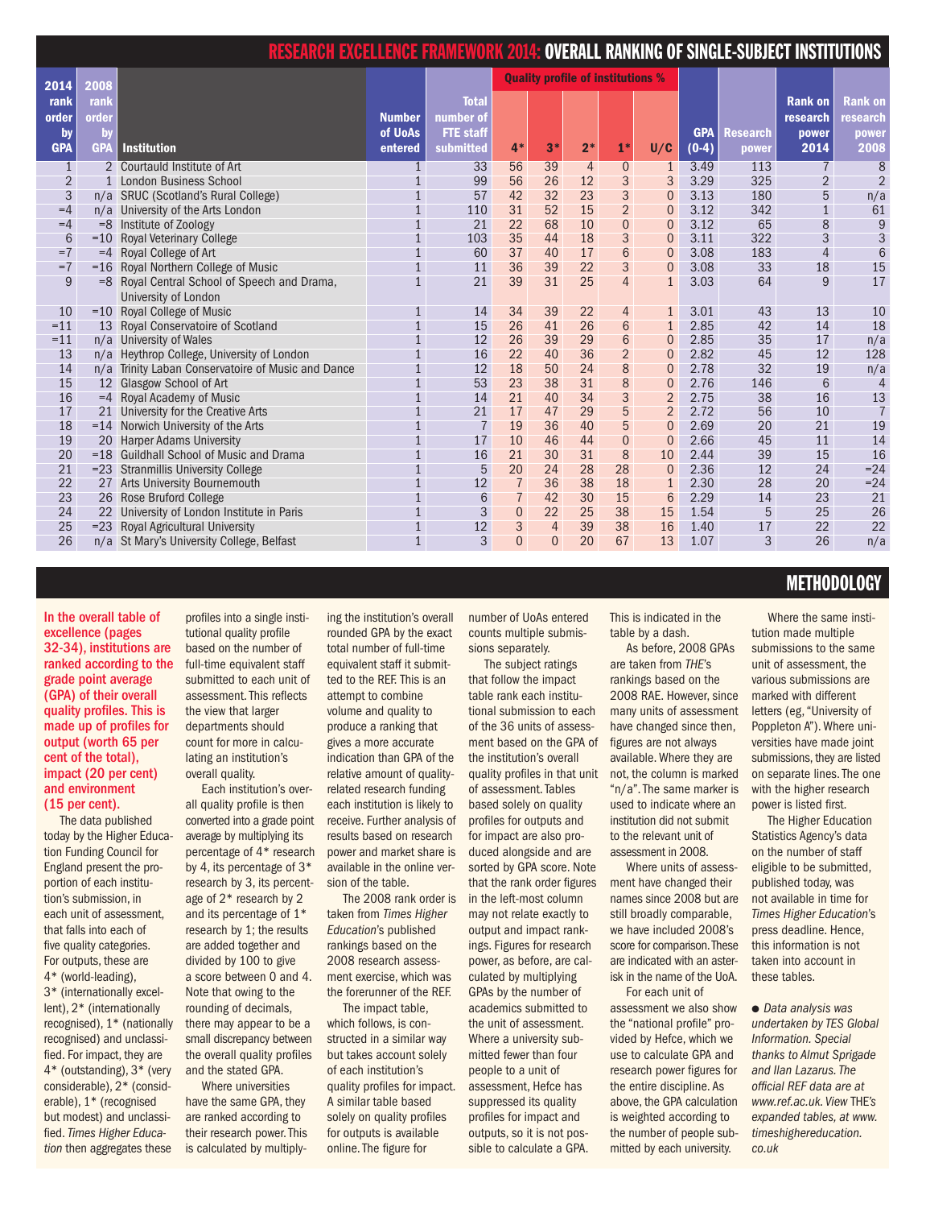## RESEARCH EXCELLENCE FRAMEWORK 2014: OVERALL RANKING OF SINGLE-SUBJECT INSTITUTIONS

| 2014 rank order by GPA | 2008 rank order by GPA | Institution | Number of UoAs entered | Total number of FTE staff submitted | Quality profile of institutions % | | | | | GPA (0-4) | Research power | Rank on research power 2014 | Rank on research power 2008 |
|---|---|---|---|---|---|---|---|---|---|---|---|---|---|
| | | | | | 4* | 3* | 2* | 1* | U/C | | | | |
| 1 | 2 | Courtauld Institute of Art | 1 | 33 | 56 | 39 | 4 | 0 | 1 | 3.49 | 113 | 7 | 8 |
| 2 | 1 | London Business School | 1 | 99 | 56 | 26 | 12 | 3 | 3 | 3.29 | 325 | 2 | 2 |
| 3 | n/a | SRUC (Scotland's Rural College) | 1 | 57 | 42 | 32 | 23 | 3 | 0 | 3.13 | 180 | 5 | n/a |
| =4 | n/a | University of the Arts London | 1 | 110 | 31 | 52 | 15 | 2 | 0 | 3.12 | 342 | 1 | 61 |
| =4 | =8 | Institute of Zoology | 1 | 21 | 22 | 68 | 10 | 0 | 0 | 3.12 | 65 | 8 | 9 |
| 6 | =10 | Royal Veterinary College | 1 | 103 | 35 | 44 | 18 | 3 | 0 | 3.11 | 322 | 3 | 3 |
| =7 | =4 | Royal College of Art | 1 | 60 | 37 | 40 | 17 | 6 | 0 | 3.08 | 183 | 4 | 6 |
| =7 | =16 | Royal Northern College of Music | 1 | 11 | 36 | 39 | 22 | 3 | 0 | 3.08 | 33 | 18 | 15 |
| 9 | =8 | Royal Central School of Speech and Drama, University of London | 1 | 21 | 39 | 31 | 25 | 4 | 1 | 3.03 | 64 | 9 | 17 |
| 10 | =10 | Royal College of Music | 1 | 14 | 34 | 39 | 22 | 4 | 1 | 3.01 | 43 | 13 | 10 |
| =11 | 13 | Royal Conservatoire of Scotland | 1 | 15 | 26 | 41 | 26 | 6 | 1 | 2.85 | 42 | 14 | 18 |
| =11 | n/a | University of Wales | 1 | 12 | 26 | 39 | 29 | 6 | 0 | 2.85 | 35 | 17 | n/a |
| 13 | n/a | Heythrop College, University of London | 1 | 16 | 22 | 40 | 36 | 2 | 0 | 2.82 | 45 | 12 | 128 |
| 14 | n/a | Trinity Laban Conservatoire of Music and Dance | 1 | 12 | 18 | 50 | 24 | 8 | 0 | 2.78 | 32 | 19 | n/a |
| 15 | 12 | Glasgow School of Art | 1 | 53 | 23 | 38 | 31 | 8 | 0 | 2.76 | 146 | 6 | 4 |
| 16 | =4 | Royal Academy of Music | 1 | 14 | 21 | 40 | 34 | 3 | 2 | 2.75 | 38 | 16 | 13 |
| 17 | 21 | University for the Creative Arts | 1 | 21 | 17 | 47 | 29 | 5 | 2 | 2.72 | 56 | 10 | 7 |
| 18 | =14 | Norwich University of the Arts | 1 | 7 | 19 | 36 | 40 | 5 | 0 | 2.69 | 20 | 21 | 19 |
| 19 | 20 | Harper Adams University | 1 | 17 | 10 | 46 | 44 | 0 | 0 | 2.66 | 45 | 11 | 14 |
| 20 | =18 | Guildhall School of Music and Drama | 1 | 16 | 21 | 30 | 31 | 8 | 10 | 2.44 | 39 | 15 | 16 |
| 21 | =23 | Stranmillis University College | 1 | 5 | 20 | 24 | 28 | 28 | 0 | 2.36 | 12 | 24 | =24 |
| 22 | 27 | Arts University Bournemouth | 1 | 12 | 7 | 36 | 38 | 18 | 1 | 2.30 | 28 | 20 | =24 |
| 23 | 26 | Rose Bruford College | 1 | 6 | 7 | 42 | 30 | 15 | 6 | 2.29 | 14 | 23 | 21 |
| 24 | 22 | University of London Institute in Paris | 1 | 3 | 0 | 22 | 25 | 38 | 15 | 1.54 | 5 | 25 | 26 |
| 25 | =23 | Royal Agricultural University | 1 | 12 | 3 | 4 | 39 | 38 | 16 | 1.40 | 17 | 22 | 22 |
| 26 | n/a | St Mary's University College, Belfast | 1 | 3 | 0 | 0 | 20 | 67 | 13 | 1.07 | 3 | 26 | n/a |

## METHODOLOGY

**In the overall table of excellence (pages 32-34), institutions are ranked according to the grade point average (GPA) of their overall quality profiles. This is made up of profiles for output (worth 65 per cent of the total), impact (20 per cent) and environment (15 per cent).**

The data published today by the Higher Education Funding Council for England present the proportion of each institution's submission, in each unit of assessment, that falls into each of five quality categories. For outputs, these are 4* (world-leading), 3* (internationally excellent), 2* (internationally recognised), 1* (nationally recognised) and unclassified. For impact, they are 4* (outstanding), 3* (very considerable), 2* (considerable), 1* (recognised but modest) and unclassified. *Times Higher Education* then aggregates these profiles into a single institutional quality profile based on the number of full-time equivalent staff submitted to each unit of assessment. This reflects the view that larger departments should count for more in calculating an institution's overall quality.

Each institution's overall quality profile is then converted into a grade point average by multiplying its percentage of 4* research by 4, its percentage of 3* research by 3, its percentage of 2* research by 2 and its percentage of 1* research by 1; the results are added together and divided by 100 to give a score between 0 and 4. Note that owing to the rounding of decimals, there may appear to be a small discrepancy between the overall quality profiles and the stated GPA.

Where universities have the same GPA, they are ranked according to their research power. This is calculated by multiplying the institution's overall rounded GPA by the exact total number of full-time equivalent staff it submitted to the REF. This is an attempt to combine volume and quality to produce a ranking that gives a more accurate indication than GPA of the relative amount of quality-related research funding each institution is likely to receive. Further analysis of results based on research power and market share is available in the online version of the table.

The 2008 rank order is taken from *Times Higher Education*'s published rankings based on the 2008 research assessment exercise, which was the forerunner of the REF.

The impact table, which follows, is constructed in a similar way but takes account solely of each institution's quality profiles for impact. A similar table based solely on quality profiles for outputs is available online. The figure for number of UoAs entered counts multiple submissions separately.

The subject ratings that follow the impact table rank each institutional submission to each of the 36 units of assessment based on the GPA of the institution's overall quality profiles in that unit of assessment. Tables based solely on quality profiles for outputs and for impact are also produced alongside and are sorted by GPA score. Note that the rank order figures in the left-most column may not relate exactly to output and impact rankings. Figures for research power, as before, are calculated by multiplying GPAs by the number of academics submitted to the unit of assessment. Where a university submitted fewer than four people to a unit of assessment, Hefce has suppressed its quality profiles for impact and outputs, so it is not possible to calculate a GPA. This is indicated in the table by a dash.

As before, 2008 GPAs are taken from *THE*'s rankings based on the 2008 RAE. However, since many units of assessment have changed since then, figures are not always available. Where they are not, the column is marked "n/a". The same marker is used to indicate where an institution did not submit to the relevant unit of assessment in 2008.

Where units of assessment have changed their names since 2008 but are still broadly comparable, we have included 2008's score for comparison. These are indicated with an asterisk in the name of the UoA.

For each unit of assessment we also show the "national profile" provided by Hefce, which we use to calculate GPA and research power figures for the entire discipline. As above, the GPA calculation is weighted according to the number of people submitted by each university.

Where the same institution made multiple submissions to the same unit of assessment, the various submissions are marked with different letters (eg, "University of Poppleton A"). Where universities have made joint submissions, they are listed on separate lines. The one with the higher research power is listed first.

The Higher Education Statistics Agency's data on the number of staff eligible to be submitted, published today, was not available in time for *Times Higher Education*'s press deadline. Hence, this information is not taken into account in these tables.

● *Data analysis was undertaken by TES Global Information. Special thanks to Almut Sprigade and Ilan Lazarus. The official REF data are at www.ref.ac.uk. View THE's expanded tables, at www.timeshighereducation.co.uk*